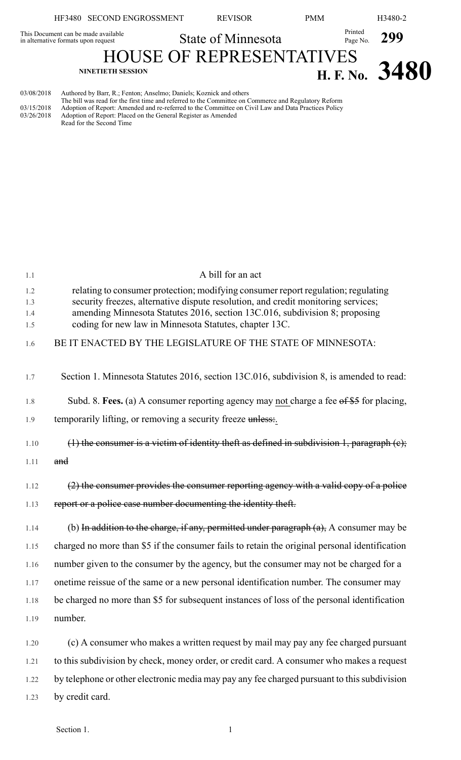HF3480 SECOND ENGROSSMENT REVISOR PMM H3480-2

This Document can be made available in alternative formats upon request

State of Minnesota

Printed Page No. **299**

# HOUSE OF REPRESENTATIVES

**NINETIETH SESSION**

**H. F. No. 3480**

03/08/2018 Authored by Barr, R.; Fenton; Anselmo; Daniels; Koznick and others
The bill was read for the first time and referred to the Committee on Commerce and Regulatory Reform
03/15/2018 Adoption of Report: Amended and re-referred to the Committee on Civil Law and Data Practices Policy
03/26/2018 Adoption of Report: Placed on the General Register as Amended
Read for the Second Time

A bill for an act

relating to consumer protection; modifying consumer report regulation; regulating security freezes, alternative dispute resolution, and credit monitoring services; amending Minnesota Statutes 2016, section 13C.016, subdivision 8; proposing coding for new law in Minnesota Statutes, chapter 13C.

BE IT ENACTED BY THE LEGISLATURE OF THE STATE OF MINNESOTA:

Section 1. Minnesota Statutes 2016, section 13C.016, subdivision 8, is amended to read:

Subd. 8. **Fees.** (a) A consumer reporting agency may not charge a fee ~~of $5~~ for placing, temporarily lifting, or removing a security freeze ~~unless:~~.

~~(1) the consumer is a victim of identity theft as defined in subdivision 1, paragraph (c); and~~

~~(2) the consumer provides the consumer reporting agency with a valid copy of a police report or a police case number documenting the identity theft.~~

(b) ~~In addition to the charge, if any, permitted under paragraph (a),~~ A consumer may be charged no more than $5 if the consumer fails to retain the original personal identification number given to the consumer by the agency, but the consumer may not be charged for a onetime reissue of the same or a new personal identification number. The consumer may be charged no more than $5 for subsequent instances of loss of the personal identification number.

(c) A consumer who makes a written request by mail may pay any fee charged pursuant to this subdivision by check, money order, or credit card. A consumer who makes a request by telephone or other electronic media may pay any fee charged pursuant to this subdivision by credit card.

Section 1.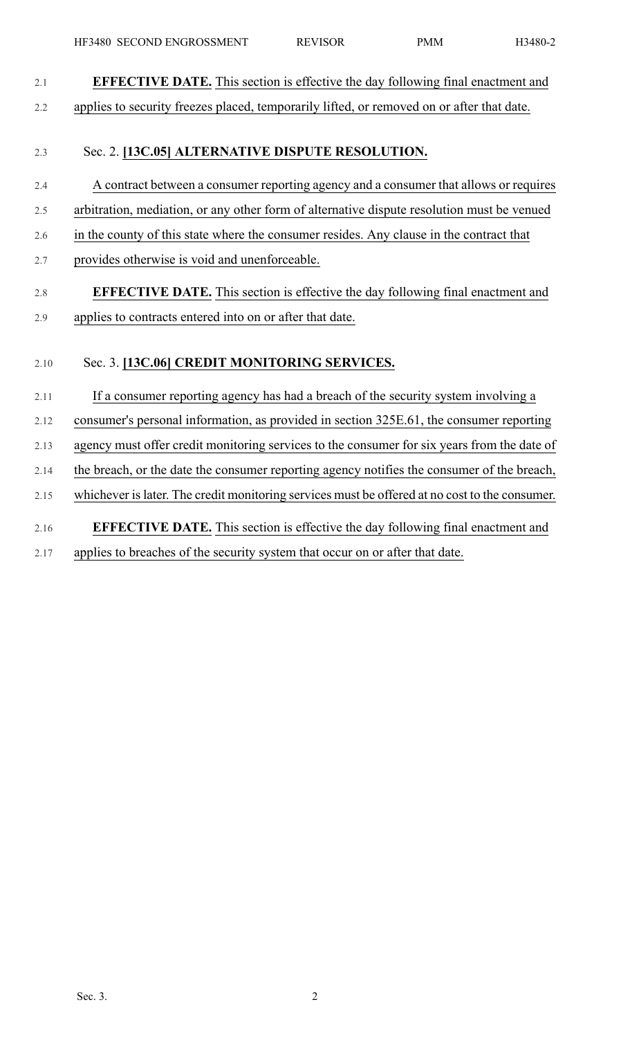**EFFECTIVE DATE.** This section is effective the day following final enactment and applies to security freezes placed, temporarily lifted, or removed on or after that date.

Sec. 2. **[13C.05] ALTERNATIVE DISPUTE RESOLUTION.**

A contract between a consumer reporting agency and a consumer that allows or requires arbitration, mediation, or any other form of alternative dispute resolution must be venued in the county of this state where the consumer resides. Any clause in the contract that provides otherwise is void and unenforceable.

**EFFECTIVE DATE.** This section is effective the day following final enactment and applies to contracts entered into on or after that date.

Sec. 3. **[13C.06] CREDIT MONITORING SERVICES.**

If a consumer reporting agency has had a breach of the security system involving a consumer's personal information, as provided in section 325E.61, the consumer reporting agency must offer credit monitoring services to the consumer for six years from the date of the breach, or the date the consumer reporting agency notifies the consumer of the breach, whichever is later. The credit monitoring services must be offered at no cost to the consumer.

**EFFECTIVE DATE.** This section is effective the day following final enactment and applies to breaches of the security system that occur on or after that date.